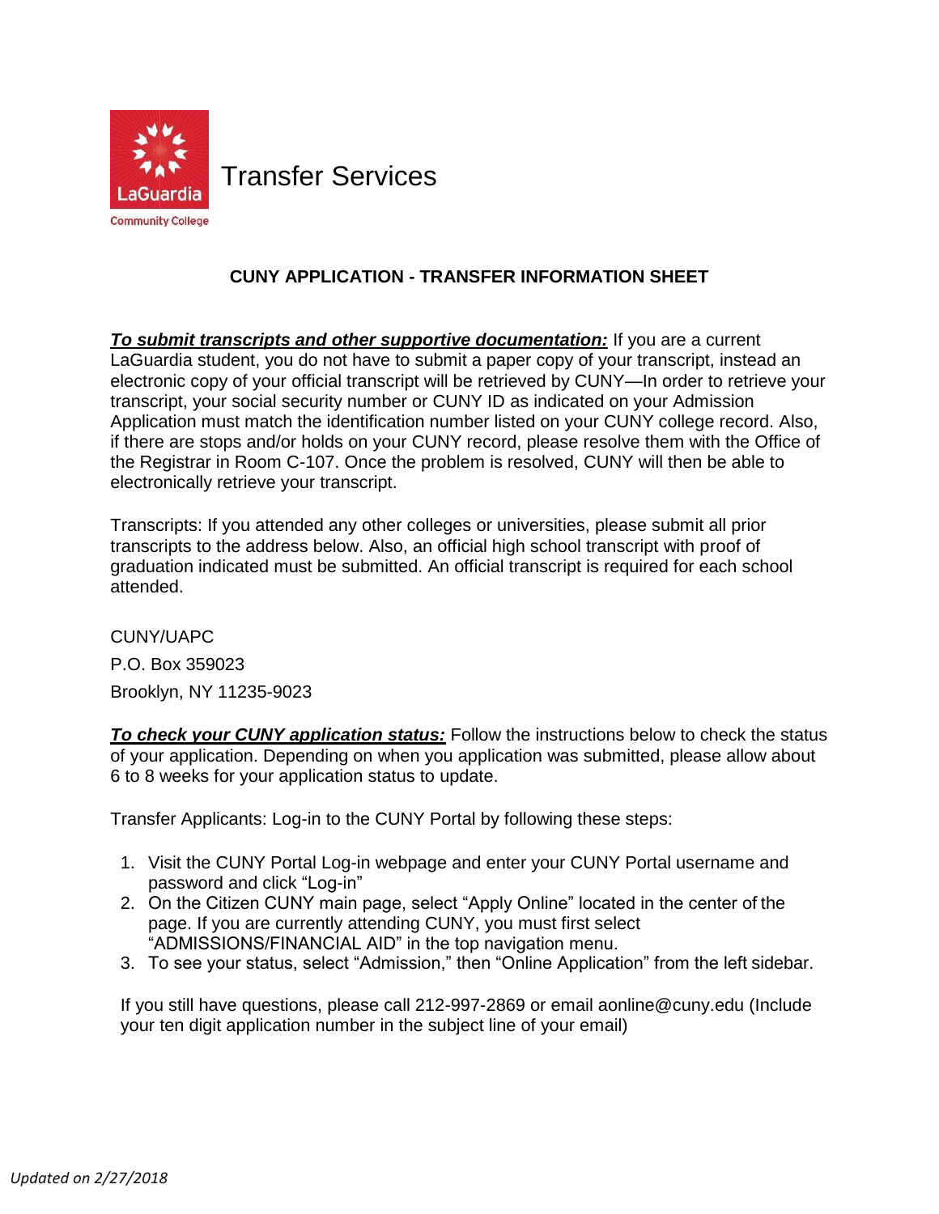LaGuardia Community College

# Transfer Services

## CUNY APPLICATION - TRANSFER INFORMATION SHEET

***To submit transcripts and other supportive documentation:*** If you are a current LaGuardia student, you do not have to submit a paper copy of your transcript, instead an electronic copy of your official transcript will be retrieved by CUNY—In order to retrieve your transcript, your social security number or CUNY ID as indicated on your Admission Application must match the identification number listed on your CUNY college record. Also, if there are stops and/or holds on your CUNY record, please resolve them with the Office of the Registrar in Room C-107. Once the problem is resolved, CUNY will then be able to electronically retrieve your transcript.

Transcripts: If you attended any other colleges or universities, please submit all prior transcripts to the address below. Also, an official high school transcript with proof of graduation indicated must be submitted. An official transcript is required for each school attended.

CUNY/UAPC

P.O. Box 359023

Brooklyn, NY 11235-9023

***To check your CUNY application status:*** Follow the instructions below to check the status of your application. Depending on when you application was submitted, please allow about 6 to 8 weeks for your application status to update.

Transfer Applicants: Log-in to the CUNY Portal by following these steps:

1. Visit the CUNY Portal Log-in webpage and enter your CUNY Portal username and password and click "Log-in"
2. On the Citizen CUNY main page, select "Apply Online" located in the center of the page. If you are currently attending CUNY, you must first select "ADMISSIONS/FINANCIAL AID" in the top navigation menu.
3. To see your status, select "Admission," then "Online Application" from the left sidebar.

If you still have questions, please call 212-997-2869 or email aonline@cuny.edu (Include your ten digit application number in the subject line of your email)

*Updated on 2/27/2018*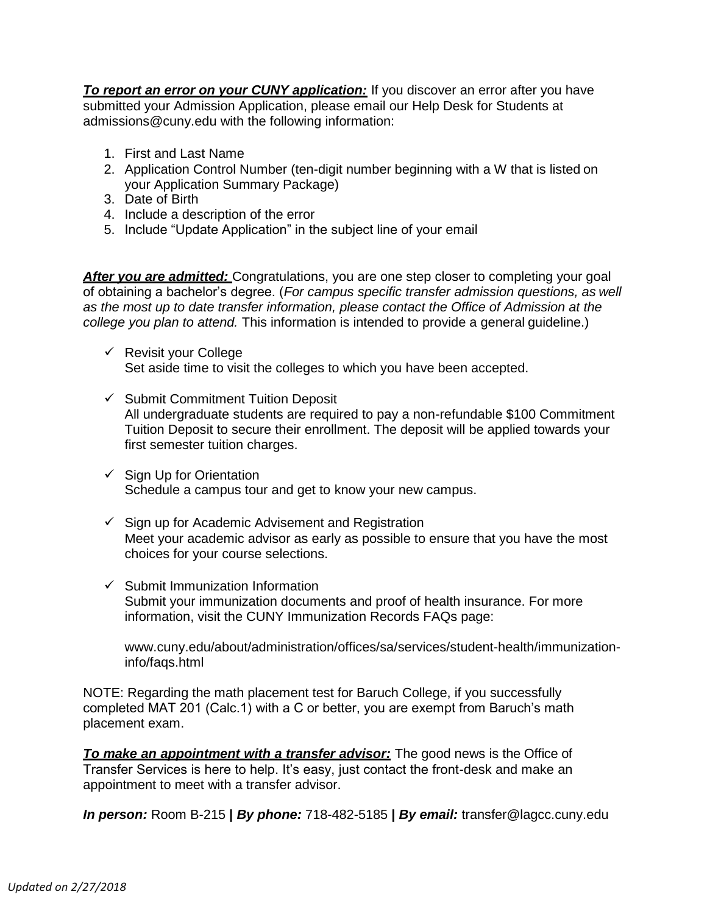***To report an error on your CUNY application:*** If you discover an error after you have submitted your Admission Application, please email our Help Desk for Students at admissions@cuny.edu with the following information:

1. First and Last Name
2. Application Control Number (ten-digit number beginning with a W that is listed on your Application Summary Package)
3. Date of Birth
4. Include a description of the error
5. Include "Update Application" in the subject line of your email

***After you are admitted:*** Congratulations, you are one step closer to completing your goal of obtaining a bachelor's degree. (*For campus specific transfer admission questions, as well as the most up to date transfer information, please contact the Office of Admission at the college you plan to attend.* This information is intended to provide a general guideline.)

- ✓ Revisit your College
  Set aside time to visit the colleges to which you have been accepted.

- ✓ Submit Commitment Tuition Deposit
  All undergraduate students are required to pay a non-refundable $100 Commitment Tuition Deposit to secure their enrollment. The deposit will be applied towards your first semester tuition charges.

- ✓ Sign Up for Orientation
  Schedule a campus tour and get to know your new campus.

- ✓ Sign up for Academic Advisement and Registration
  Meet your academic advisor as early as possible to ensure that you have the most choices for your course selections.

- ✓ Submit Immunization Information
  Submit your immunization documents and proof of health insurance. For more information, visit the CUNY Immunization Records FAQs page:

  www.cuny.edu/about/administration/offices/sa/services/student-health/immunization-info/faqs.html

NOTE: Regarding the math placement test for Baruch College, if you successfully completed MAT 201 (Calc.1) with a C or better, you are exempt from Baruch's math placement exam.

***To make an appointment with a transfer advisor:*** The good news is the Office of Transfer Services is here to help. It's easy, just contact the front-desk and make an appointment to meet with a transfer advisor.

***In person:*** Room B-215 **|** ***By phone:*** 718-482-5185 **|** ***By email:*** transfer@lagcc.cuny.edu

*Updated on 2/27/2018*